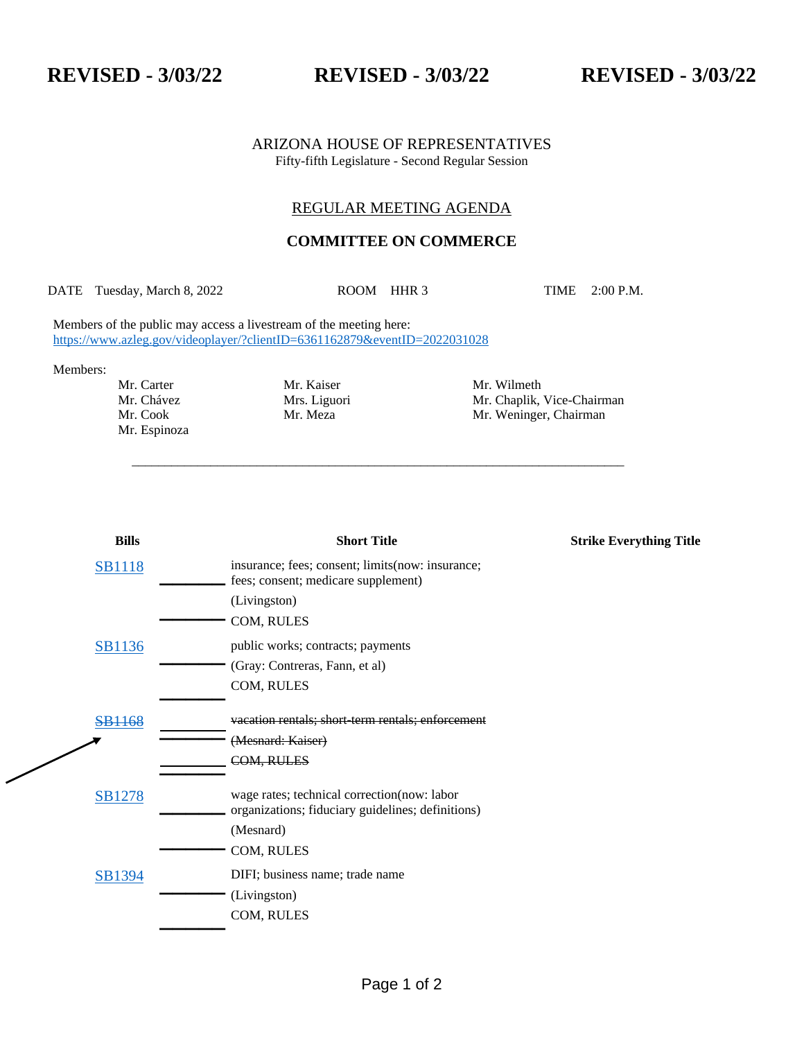**REVISED - 3/03/22 REVISED - 3/03/22 REVISED - 3/03/22**

ARIZONA HOUSE OF REPRESENTATIVES
Fifty-fifth Legislature - Second Regular Session

REGULAR MEETING AGENDA

## COMMITTEE ON COMMERCE

DATE Tuesday, March 8, 2022 ROOM HHR 3 TIME 2:00 P.M.

Members of the public may access a livestream of the meeting here:
https://www.azleg.gov/videoplayer/?clientID=6361162879&eventID=2022031028

Members:

| | | |
|---|---|---|
| Mr. Carter | Mr. Kaiser | Mr. Wilmeth |
| Mr. Chávez | Mrs. Liguori | Mr. Chaplik, Vice-Chairman |
| Mr. Cook | Mr. Meza | Mr. Weninger, Chairman |
| Mr. Espinoza | | |

---

| Bills | Short Title | Strike Everything Title |
|---|---|---|
| SB1118 | insurance; fees; consent; limits(now: insurance; fees; consent; medicare supplement)<br>(Livingston)<br>COM, RULES | |
| SB1136 | public works; contracts; payments<br>(Gray: Contreras, Fann, et al)<br>COM, RULES | |
| ~~SB1168~~ | ~~vacation rentals; short-term rentals; enforcement~~<br>~~(Mesnard: Kaiser)~~<br>~~COM, RULES~~ | |
| SB1278 | wage rates; technical correction(now: labor organizations; fiduciary guidelines; definitions)<br>(Mesnard)<br>COM, RULES | |
| SB1394 | DIFI; business name; trade name<br>(Livingston)<br>COM, RULES | |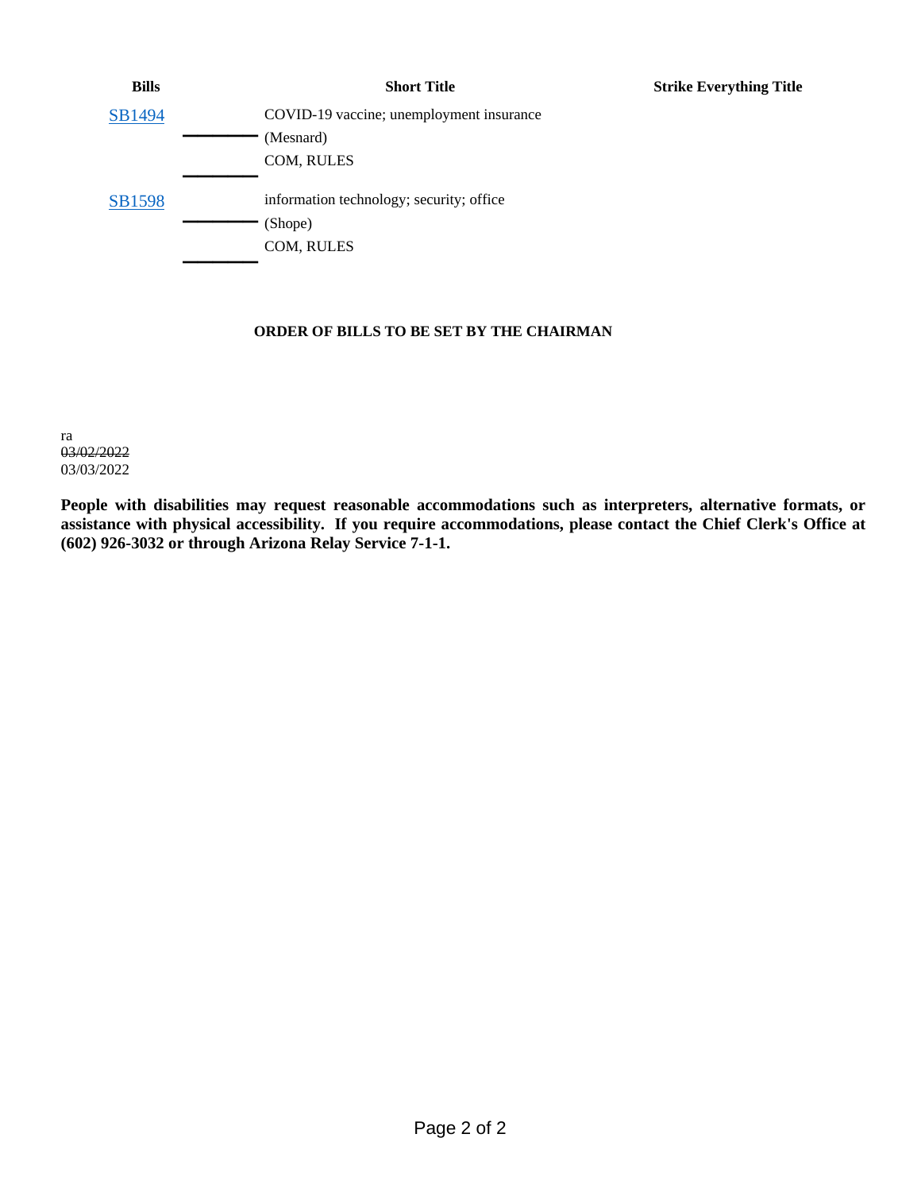| Bills | Short Title | Strike Everything Title |
| --- | --- | --- |
| SB1494 | COVID-19 vaccine; unemployment insurance<br>(Mesnard)<br>COM, RULES | |
| SB1598 | information technology; security; office<br>(Shope)<br>COM, RULES | |

**ORDER OF BILLS TO BE SET BY THE CHAIRMAN**

ra
~~03/02/2022~~
03/03/2022

**People with disabilities may request reasonable accommodations such as interpreters, alternative formats, or assistance with physical accessibility. If you require accommodations, please contact the Chief Clerk's Office at (602) 926-3032 or through Arizona Relay Service 7-1-1.**